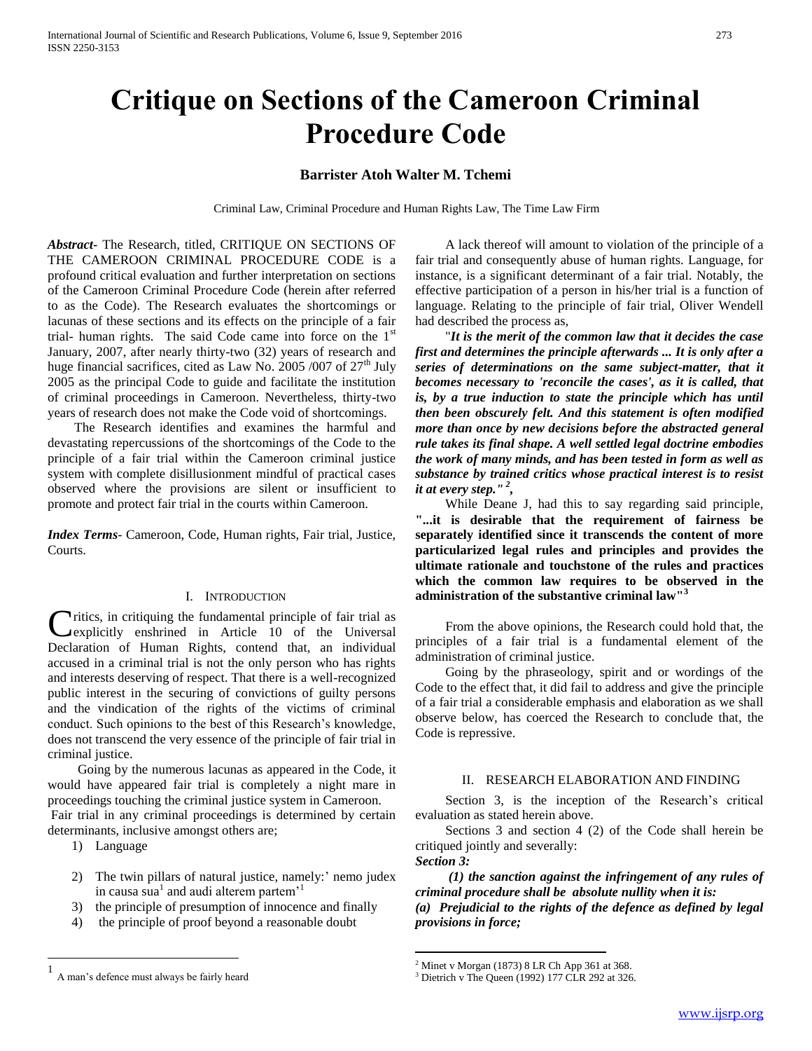# Critique on Sections of the Cameroon Criminal Procedure Code

**Barrister Atoh Walter M. Tchemi**

Criminal Law, Criminal Procedure and Human Rights Law, The Time Law Firm

***Abstract*-** The Research, titled, CRITIQUE ON SECTIONS OF THE CAMEROON CRIMINAL PROCEDURE CODE is a profound critical evaluation and further interpretation on sections of the Cameroon Criminal Procedure Code (herein after referred to as the Code). The Research evaluates the shortcomings or lacunas of these sections and its effects on the principle of a fair trial- human rights. The said Code came into force on the 1st January, 2007, after nearly thirty-two (32) years of research and huge financial sacrifices, cited as Law No. 2005 /007 of 27th July 2005 as the principal Code to guide and facilitate the institution of criminal proceedings in Cameroon. Nevertheless, thirty-two years of research does not make the Code void of shortcomings.

The Research identifies and examines the harmful and devastating repercussions of the shortcomings of the Code to the principle of a fair trial within the Cameroon criminal justice system with complete disillusionment mindful of practical cases observed where the provisions are silent or insufficient to promote and protect fair trial in the courts within Cameroon.

***Index Terms*-** Cameroon, Code, Human rights, Fair trial, Justice, Courts.

## I. Introduction

Critics, in critiquing the fundamental principle of fair trial as explicitly enshrined in Article 10 of the Universal Declaration of Human Rights, contend that, an individual accused in a criminal trial is not the only person who has rights and interests deserving of respect. That there is a well-recognized public interest in the securing of convictions of guilty persons and the vindication of the rights of the victims of criminal conduct. Such opinions to the best of this Research's knowledge, does not transcend the very essence of the principle of fair trial in criminal justice.

Going by the numerous lacunas as appeared in the Code, it would have appeared fair trial is completely a night mare in proceedings touching the criminal justice system in Cameroon.

Fair trial in any criminal proceedings is determined by certain determinants, inclusive amongst others are;

1) Language
2) The twin pillars of natural justice, namely:' nemo judex in causa sua[1] and audi alterem partem'[1]
3) the principle of presumption of innocence and finally
4) the principle of proof beyond a reasonable doubt

A lack thereof will amount to violation of the principle of a fair trial and consequently abuse of human rights. Language, for instance, is a significant determinant of a fair trial. Notably, the effective participation of a person in his/her trial is a function of language. Relating to the principle of fair trial, Oliver Wendell had described the process as,

"***It is the merit of the common law that it decides the case first and determines the principle afterwards ... It is only after a series of determinations on the same subject-matter, that it becomes necessary to 'reconcile the cases', as it is called, that is, by a true induction to state the principle which has until then been obscurely felt. And this statement is often modified more than once by new decisions before the abstracted general rule takes its final shape. A well settled legal doctrine embodies the work of many minds, and has been tested in form as well as substance by trained critics whose practical interest is to resist it at every step." [2],***

While Deane J, had this to say regarding said principle, **"...it is desirable that the requirement of fairness be separately identified since it transcends the content of more particularized legal rules and principles and provides the ultimate rationale and touchstone of the rules and practices which the common law requires to be observed in the administration of the substantive criminal law"[3]**

From the above opinions, the Research could hold that, the principles of a fair trial is a fundamental element of the administration of criminal justice.

Going by the phraseology, spirit and or wordings of the Code to the effect that, it did fail to address and give the principle of a fair trial a considerable emphasis and elaboration as we shall observe below, has coerced the Research to conclude that, the Code is repressive.

## II. Research Elaboration and Finding

Section 3, is the inception of the Research's critical evaluation as stated herein above.

Sections 3 and section 4 (2) of the Code shall herein be critiqued jointly and severally:

***Section 3:***

***(1) the sanction against the infringement of any rules of criminal procedure shall be absolute nullity when it is:***

***(a) Prejudicial to the rights of the defence as defined by legal provisions in force;***

---

1 A man's defence must always be fairly heard

2 Minet v Morgan (1873) 8 LR Ch App 361 at 368.

3 Dietrich v The Queen (1992) 177 CLR 292 at 326.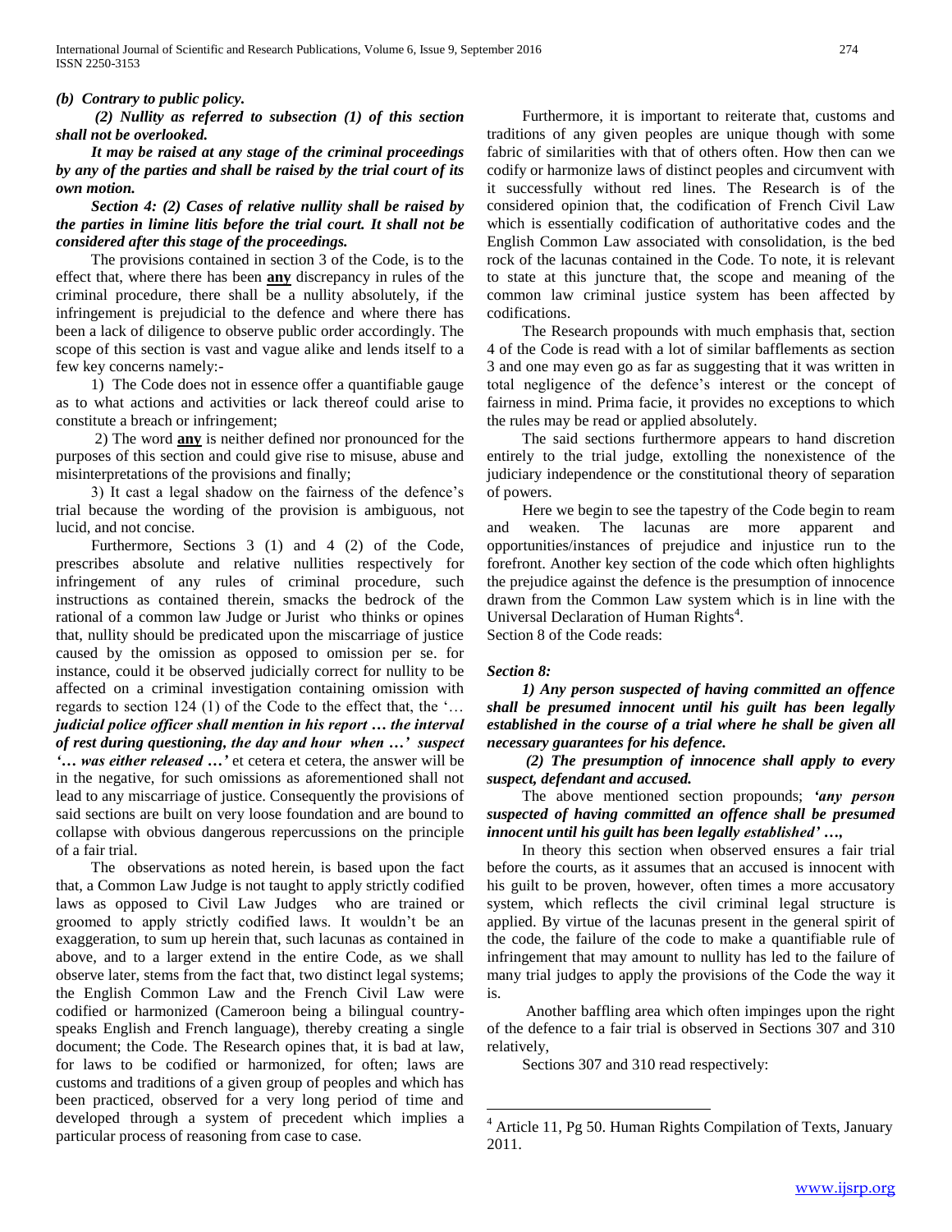*(b) Contrary to public policy.*

*(2) Nullity as referred to subsection (1) of this section shall not be overlooked.*

*It may be raised at any stage of the criminal proceedings by any of the parties and shall be raised by the trial court of its own motion.*

*Section 4: (2) Cases of relative nullity shall be raised by the parties in limine litis before the trial court. It shall not be considered after this stage of the proceedings.*

The provisions contained in section 3 of the Code, is to the effect that, where there has been **any** discrepancy in rules of the criminal procedure, there shall be a nullity absolutely, if the infringement is prejudicial to the defence and where there has been a lack of diligence to observe public order accordingly. The scope of this section is vast and vague alike and lends itself to a few key concerns namely:-

1) The Code does not in essence offer a quantifiable gauge as to what actions and activities or lack thereof could arise to constitute a breach or infringement;

2) The word **any** is neither defined nor pronounced for the purposes of this section and could give rise to misuse, abuse and misinterpretations of the provisions and finally;

3) It cast a legal shadow on the fairness of the defence's trial because the wording of the provision is ambiguous, not lucid, and not concise.

Furthermore, Sections 3 (1) and 4 (2) of the Code, prescribes absolute and relative nullities respectively for infringement of any rules of criminal procedure, such instructions as contained therein, smacks the bedrock of the rational of a common law Judge or Jurist who thinks or opines that, nullity should be predicated upon the miscarriage of justice caused by the omission as opposed to omission per se. for instance, could it be observed judicially correct for nullity to be affected on a criminal investigation containing omission with regards to section 124 (1) of the Code to the effect that, the '… ***judicial police officer shall mention in his report … the interval of rest during questioning, the day and hour when …' suspect '… was either released …'*** et cetera et cetera, the answer will be in the negative, for such omissions as aforementioned shall not lead to any miscarriage of justice. Consequently the provisions of said sections are built on very loose foundation and are bound to collapse with obvious dangerous repercussions on the principle of a fair trial.

The observations as noted herein, is based upon the fact that, a Common Law Judge is not taught to apply strictly codified laws as opposed to Civil Law Judges who are trained or groomed to apply strictly codified laws. It wouldn't be an exaggeration, to sum up herein that, such lacunas as contained in above, and to a larger extend in the entire Code, as we shall observe later, stems from the fact that, two distinct legal systems; the English Common Law and the French Civil Law were codified or harmonized (Cameroon being a bilingual country-speaks English and French language), thereby creating a single document; the Code. The Research opines that, it is bad at law, for laws to be codified or harmonized, for often; laws are customs and traditions of a given group of peoples and which has been practiced, observed for a very long period of time and developed through a system of precedent which implies a particular process of reasoning from case to case.

Furthermore, it is important to reiterate that, customs and traditions of any given peoples are unique though with some fabric of similarities with that of others often. How then can we codify or harmonize laws of distinct peoples and circumvent with it successfully without red lines. The Research is of the considered opinion that, the codification of French Civil Law which is essentially codification of authoritative codes and the English Common Law associated with consolidation, is the bed rock of the lacunas contained in the Code. To note, it is relevant to state at this juncture that, the scope and meaning of the common law criminal justice system has been affected by codifications.

The Research propounds with much emphasis that, section 4 of the Code is read with a lot of similar bafflements as section 3 and one may even go as far as suggesting that it was written in total negligence of the defence's interest or the concept of fairness in mind. Prima facie, it provides no exceptions to which the rules may be read or applied absolutely.

The said sections furthermore appears to hand discretion entirely to the trial judge, extolling the nonexistence of the judiciary independence or the constitutional theory of separation of powers.

Here we begin to see the tapestry of the Code begin to ream and weaken. The lacunas are more apparent and opportunities/instances of prejudice and injustice run to the forefront. Another key section of the code which often highlights the prejudice against the defence is the presumption of innocence drawn from the Common Law system which is in line with the Universal Declaration of Human Rights[4].

Section 8 of the Code reads:

***Section 8:***

***1) Any person suspected of having committed an offence shall be presumed innocent until his guilt has been legally established in the course of a trial where he shall be given all necessary guarantees for his defence.***

***(2) The presumption of innocence shall apply to every suspect, defendant and accused.***

The above mentioned section propounds; ***'any person suspected of having committed an offence shall be presumed innocent until his guilt has been legally established' …,***

In theory this section when observed ensures a fair trial before the courts, as it assumes that an accused is innocent with his guilt to be proven, however, often times a more accusatory system, which reflects the civil criminal legal structure is applied. By virtue of the lacunas present in the general spirit of the code, the failure of the code to make a quantifiable rule of infringement that may amount to nullity has led to the failure of many trial judges to apply the provisions of the Code the way it is.

Another baffling area which often impinges upon the right of the defence to a fair trial is observed in Sections 307 and 310 relatively,

Sections 307 and 310 read respectively:

---

[4] Article 11, Pg 50. Human Rights Compilation of Texts, January 2011.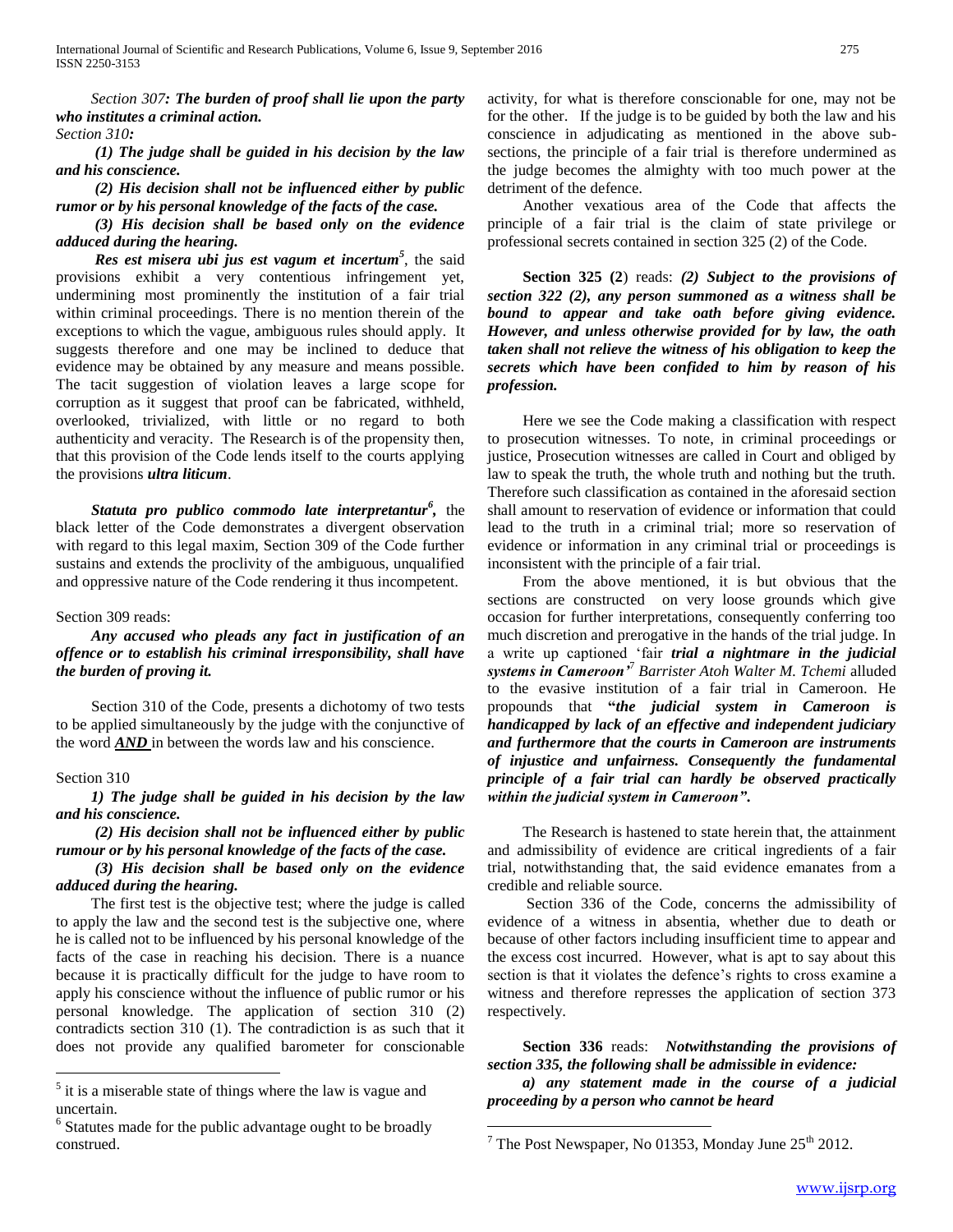*Section 307**: The burden of proof shall lie upon the party who institutes a criminal action.***

*Section 310**:***

***(1) The judge shall be guided in his decision by the law and his conscience.***

***(2) His decision shall not be influenced either by public rumor or by his personal knowledge of the facts of the case.***

***(3) His decision shall be based only on the evidence adduced during the hearing.***

***Res est misera ubi jus est vagum et incertum***[5], the said provisions exhibit a very contentious infringement yet, undermining most prominently the institution of a fair trial within criminal proceedings. There is no mention therein of the exceptions to which the vague, ambiguous rules should apply. It suggests therefore and one may be inclined to deduce that evidence may be obtained by any measure and means possible. The tacit suggestion of violation leaves a large scope for corruption as it suggest that proof can be fabricated, withheld, overlooked, trivialized, with little or no regard to both authenticity and veracity. The Research is of the propensity then, that this provision of the Code lends itself to the courts applying the provisions ***ultra liticum***.

***Statuta pro publico commodo late interpretantur***[6]**,** the black letter of the Code demonstrates a divergent observation with regard to this legal maxim, Section 309 of the Code further sustains and extends the proclivity of the ambiguous, unqualified and oppressive nature of the Code rendering it thus incompetent.

Section 309 reads:

***Any accused who pleads any fact in justification of an offence or to establish his criminal irresponsibility, shall have the burden of proving it.***

Section 310 of the Code, presents a dichotomy of two tests to be applied simultaneously by the judge with the conjunctive of the word ***AND*** in between the words law and his conscience.

Section 310

***1) The judge shall be guided in his decision by the law and his conscience.***

***(2) His decision shall not be influenced either by public rumour or by his personal knowledge of the facts of the case.***

***(3) His decision shall be based only on the evidence adduced during the hearing.***

The first test is the objective test; where the judge is called to apply the law and the second test is the subjective one, where he is called not to be influenced by his personal knowledge of the facts of the case in reaching his decision. There is a nuance because it is practically difficult for the judge to have room to apply his conscience without the influence of public rumor or his personal knowledge. The application of section 310 (2) contradicts section 310 (1). The contradiction is as such that it does not provide any qualified barometer for conscionable activity, for what is therefore conscionable for one, may not be for the other. If the judge is to be guided by both the law and his conscience in adjudicating as mentioned in the above sub-sections, the principle of a fair trial is therefore undermined as the judge becomes the almighty with too much power at the detriment of the defence.

Another vexatious area of the Code that affects the principle of a fair trial is the claim of state privilege or professional secrets contained in section 325 (2) of the Code.

**Section 325 (2**) reads: ***(2) Subject to the provisions of section 322 (2), any person summoned as a witness shall be bound to appear and take oath before giving evidence. However, and unless otherwise provided for by law, the oath taken shall not relieve the witness of his obligation to keep the secrets which have been confided to him by reason of his profession.***

Here we see the Code making a classification with respect to prosecution witnesses. To note, in criminal proceedings or justice, Prosecution witnesses are called in Court and obliged by law to speak the truth, the whole truth and nothing but the truth. Therefore such classification as contained in the aforesaid section shall amount to reservation of evidence or information that could lead to the truth in a criminal trial; more so reservation of evidence or information in any criminal trial or proceedings is inconsistent with the principle of a fair trial.

From the above mentioned, it is but obvious that the sections are constructed on very loose grounds which give occasion for further interpretations, consequently conferring too much discretion and prerogative in the hands of the trial judge. In a write up captioned 'fair ***trial a nightmare in the judicial systems in Cameroon'***[7] ***Barrister Atoh Walter M. Tchemi*** alluded to the evasive institution of a fair trial in Cameroon. He propounds that ***"the judicial system in Cameroon is handicapped by lack of an effective and independent judiciary and furthermore that the courts in Cameroon are instruments of injustice and unfairness. Consequently the fundamental principle of a fair trial can hardly be observed practically within the judicial system in Cameroon".***

The Research is hastened to state herein that, the attainment and admissibility of evidence are critical ingredients of a fair trial, notwithstanding that, the said evidence emanates from a credible and reliable source.

Section 336 of the Code, concerns the admissibility of evidence of a witness in absentia, whether due to death or because of other factors including insufficient time to appear and the excess cost incurred. However, what is apt to say about this section is that it violates the defence's rights to cross examine a witness and therefore represses the application of section 373 respectively.

**Section 336** reads: ***Notwithstanding the provisions of section 335, the following shall be admissible in evidence:***

***a) any statement made in the course of a judicial proceeding by a person who cannot be heard***

---

[5] it is a miserable state of things where the law is vague and uncertain.

[6] Statutes made for the public advantage ought to be broadly construed.

[7] The Post Newspaper, No 01353, Monday June 25th 2012.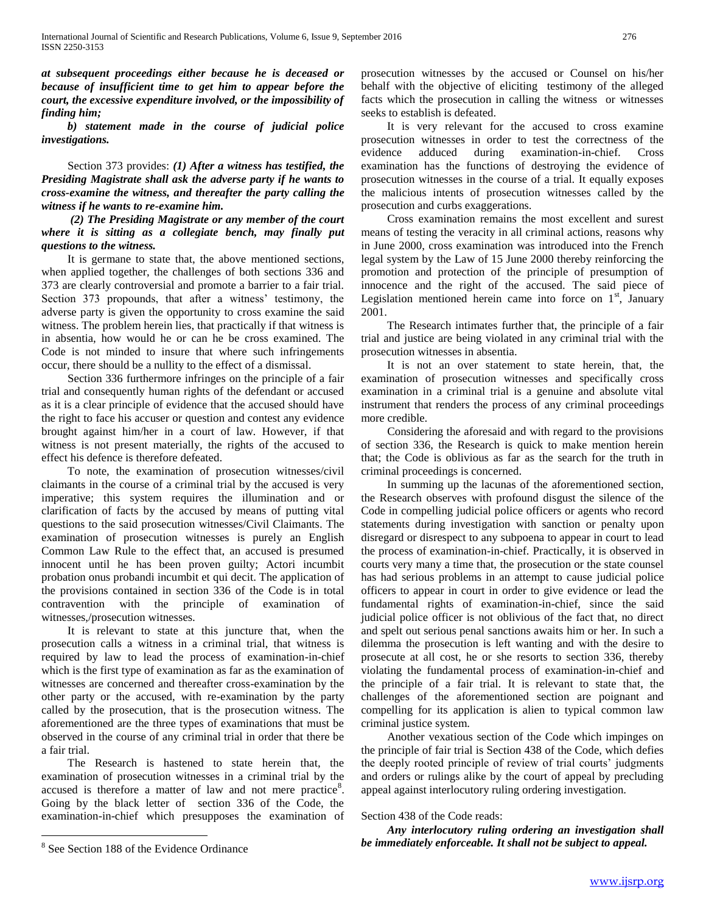***at subsequent proceedings either because he is deceased or because of insufficient time to get him to appear before the court, the excessive expenditure involved, or the impossibility of finding him;***

***b) statement made in the course of judicial police investigations.***

Section 373 provides: ***(1) After a witness has testified, the Presiding Magistrate shall ask the adverse party if he wants to cross-examine the witness, and thereafter the party calling the witness if he wants to re-examine him.***

***(2) The Presiding Magistrate or any member of the court where it is sitting as a collegiate bench, may finally put questions to the witness.***

It is germane to state that, the above mentioned sections, when applied together, the challenges of both sections 336 and 373 are clearly controversial and promote a barrier to a fair trial. Section 373 propounds, that after a witness' testimony, the adverse party is given the opportunity to cross examine the said witness. The problem herein lies, that practically if that witness is in absentia, how would he or can he be cross examined. The Code is not minded to insure that where such infringements occur, there should be a nullity to the effect of a dismissal.

Section 336 furthermore infringes on the principle of a fair trial and consequently human rights of the defendant or accused as it is a clear principle of evidence that the accused should have the right to face his accuser or question and contest any evidence brought against him/her in a court of law. However, if that witness is not present materially, the rights of the accused to effect his defence is therefore defeated.

To note, the examination of prosecution witnesses/civil claimants in the course of a criminal trial by the accused is very imperative; this system requires the illumination and or clarification of facts by the accused by means of putting vital questions to the said prosecution witnesses/Civil Claimants. The examination of prosecution witnesses is purely an English Common Law Rule to the effect that, an accused is presumed innocent until he has been proven guilty; Actori incumbit probation onus probandi incumbit et qui decit. The application of the provisions contained in section 336 of the Code is in total contravention with the principle of examination of witnesses,/prosecution witnesses.

It is relevant to state at this juncture that, when the prosecution calls a witness in a criminal trial, that witness is required by law to lead the process of examination-in-chief which is the first type of examination as far as the examination of witnesses are concerned and thereafter cross-examination by the other party or the accused, with re-examination by the party called by the prosecution, that is the prosecution witness. The aforementioned are the three types of examinations that must be observed in the course of any criminal trial in order that there be a fair trial.

The Research is hastened to state herein that, the examination of prosecution witnesses in a criminal trial by the accused is therefore a matter of law and not mere practice[8]. Going by the black letter of section 336 of the Code, the examination-in-chief which presupposes the examination of prosecution witnesses by the accused or Counsel on his/her behalf with the objective of eliciting testimony of the alleged facts which the prosecution in calling the witness or witnesses seeks to establish is defeated.

It is very relevant for the accused to cross examine prosecution witnesses in order to test the correctness of the evidence adduced during examination-in-chief. Cross examination has the functions of destroying the evidence of prosecution witnesses in the course of a trial. It equally exposes the malicious intents of prosecution witnesses called by the prosecution and curbs exaggerations.

Cross examination remains the most excellent and surest means of testing the veracity in all criminal actions, reasons why in June 2000, cross examination was introduced into the French legal system by the Law of 15 June 2000 thereby reinforcing the promotion and protection of the principle of presumption of innocence and the right of the accused. The said piece of Legislation mentioned herein came into force on 1[st], January 2001.

The Research intimates further that, the principle of a fair trial and justice are being violated in any criminal trial with the prosecution witnesses in absentia.

It is not an over statement to state herein, that, the examination of prosecution witnesses and specifically cross examination in a criminal trial is a genuine and absolute vital instrument that renders the process of any criminal proceedings more credible.

Considering the aforesaid and with regard to the provisions of section 336, the Research is quick to make mention herein that; the Code is oblivious as far as the search for the truth in criminal proceedings is concerned.

In summing up the lacunas of the aforementioned section, the Research observes with profound disgust the silence of the Code in compelling judicial police officers or agents who record statements during investigation with sanction or penalty upon disregard or disrespect to any subpoena to appear in court to lead the process of examination-in-chief. Practically, it is observed in courts very many a time that, the prosecution or the state counsel has had serious problems in an attempt to cause judicial police officers to appear in court in order to give evidence or lead the fundamental rights of examination-in-chief, since the said judicial police officer is not oblivious of the fact that, no direct and spelt out serious penal sanctions awaits him or her. In such a dilemma the prosecution is left wanting and with the desire to prosecute at all cost, he or she resorts to section 336, thereby violating the fundamental process of examination-in-chief and the principle of a fair trial. It is relevant to state that, the challenges of the aforementioned section are poignant and compelling for its application is alien to typical common law criminal justice system.

Another vexatious section of the Code which impinges on the principle of fair trial is Section 438 of the Code, which defies the deeply rooted principle of review of trial courts' judgments and orders or rulings alike by the court of appeal by precluding appeal against interlocutory ruling ordering investigation.

Section 438 of the Code reads:

***Any interlocutory ruling ordering an investigation shall be immediately enforceable. It shall not be subject to appeal.***

---

[8] See Section 188 of the Evidence Ordinance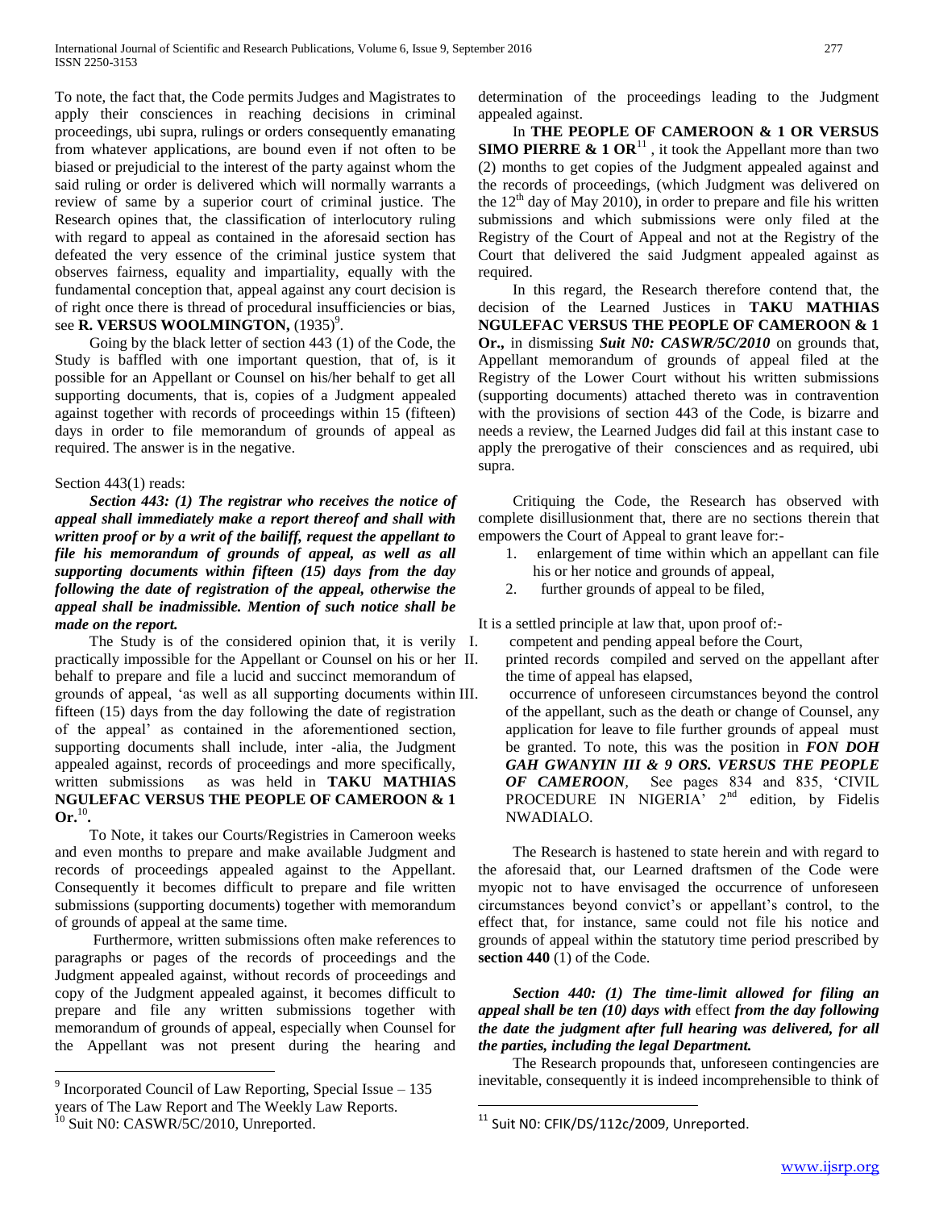To note, the fact that, the Code permits Judges and Magistrates to apply their consciences in reaching decisions in criminal proceedings, ubi supra, rulings or orders consequently emanating from whatever applications, are bound even if not often to be biased or prejudicial to the interest of the party against whom the said ruling or order is delivered which will normally warrants a review of same by a superior court of criminal justice. The Research opines that, the classification of interlocutory ruling with regard to appeal as contained in the aforesaid section has defeated the very essence of the criminal justice system that observes fairness, equality and impartiality, equally with the fundamental conception that, appeal against any court decision is of right once there is thread of procedural insufficiencies or bias, see **R. VERSUS WOOLMINGTON,** (1935)[9].

Going by the black letter of section 443 (1) of the Code, the Study is baffled with one important question, that of, is it possible for an Appellant or Counsel on his/her behalf to get all supporting documents, that is, copies of a Judgment appealed against together with records of proceedings within 15 (fifteen) days in order to file memorandum of grounds of appeal as required. The answer is in the negative.

Section 443(1) reads:

***Section 443: (1) The registrar who receives the notice of appeal shall immediately make a report thereof and shall with written proof or by a writ of the bailiff, request the appellant to file his memorandum of grounds of appeal, as well as all supporting documents within fifteen (15) days from the day following the date of registration of the appeal, otherwise the appeal shall be inadmissible. Mention of such notice shall be made on the report.***

The Study is of the considered opinion that, it is verily practically impossible for the Appellant or Counsel on his or her behalf to prepare and file a lucid and succinct memorandum of grounds of appeal, 'as well as all supporting documents within fifteen (15) days from the day following the date of registration of the appeal' as contained in the aforementioned section, supporting documents shall include, inter -alia, the Judgment appealed against, records of proceedings and more specifically, written submissions as was held in **TAKU MATHIAS NGULEFAC VERSUS THE PEOPLE OF CAMEROON & 1 Or.**[10].

To Note, it takes our Courts/Registries in Cameroon weeks and even months to prepare and make available Judgment and records of proceedings appealed against to the Appellant. Consequently it becomes difficult to prepare and file written submissions (supporting documents) together with memorandum of grounds of appeal at the same time.

Furthermore, written submissions often make references to paragraphs or pages of the records of proceedings and the Judgment appealed against, without records of proceedings and copy of the Judgment appealed against, it becomes difficult to prepare and file any written submissions together with memorandum of grounds of appeal, especially when Counsel for the Appellant was not present during the hearing and determination of the proceedings leading to the Judgment appealed against.

In **THE PEOPLE OF CAMEROON & 1 OR VERSUS SIMO PIERRE & 1 OR**[11], it took the Appellant more than two (2) months to get copies of the Judgment appealed against and the records of proceedings, (which Judgment was delivered on the 12th day of May 2010), in order to prepare and file his written submissions and which submissions were only filed at the Registry of the Court of Appeal and not at the Registry of the Court that delivered the said Judgment appealed against as required.

In this regard, the Research therefore contend that, the decision of the Learned Justices in **TAKU MATHIAS NGULEFAC VERSUS THE PEOPLE OF CAMEROON & 1 Or.,** in dismissing ***Suit N0: CASWR/5C/2010*** on grounds that, Appellant memorandum of grounds of appeal filed at the Registry of the Lower Court without his written submissions (supporting documents) attached thereto was in contravention with the provisions of section 443 of the Code, is bizarre and needs a review, the Learned Judges did fail at this instant case to apply the prerogative of their consciences and as required, ubi supra.

Critiquing the Code, the Research has observed with complete disillusionment that, there are no sections therein that empowers the Court of Appeal to grant leave for:-

1. enlargement of time within which an appellant can file his or her notice and grounds of appeal,
2. further grounds of appeal to be filed,

It is a settled principle at law that, upon proof of:-

I. competent and pending appeal before the Court,
II. printed records compiled and served on the appellant after the time of appeal has elapsed,
III. occurrence of unforeseen circumstances beyond the control of the appellant, such as the death or change of Counsel, any application for leave to file further grounds of appeal must be granted. To note, this was the position in ***FON DOH GAH GWANYIN III & 9 ORS. VERSUS THE PEOPLE OF CAMEROON***, See pages 834 and 835, 'CIVIL PROCEDURE IN NIGERIA' 2nd edition, by Fidelis NWADIALO.

The Research is hastened to state herein and with regard to the aforesaid that, our Learned draftsmen of the Code were myopic not to have envisaged the occurrence of unforeseen circumstances beyond convict's or appellant's control, to the effect that, for instance, same could not file his notice and grounds of appeal within the statutory time period prescribed by **section 440** (1) of the Code.

***Section 440: (1) The time-limit allowed for filing an appeal shall be ten (10) days with*** effect ***from the day following the date the judgment after full hearing was delivered, for all the parties, including the legal Department.***

The Research propounds that, unforeseen contingencies are inevitable, consequently it is indeed incomprehensible to think of

---

[9] Incorporated Council of Law Reporting, Special Issue – 135 years of The Law Report and The Weekly Law Reports.

[10] Suit N0: CASWR/5C/2010, Unreported.

[11] Suit N0: CFIK/DS/112c/2009, Unreported.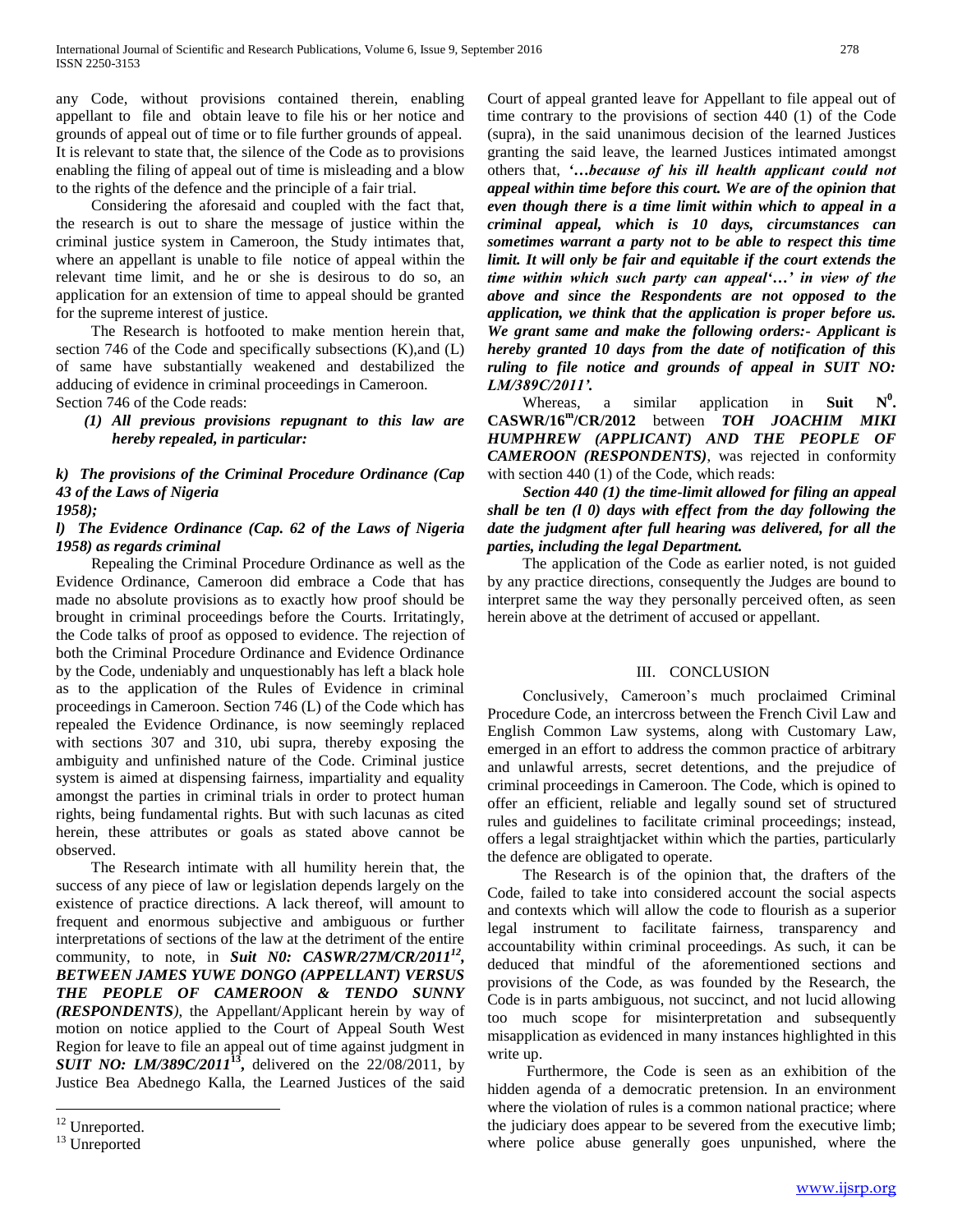any Code, without provisions contained therein, enabling appellant to file and obtain leave to file his or her notice and grounds of appeal out of time or to file further grounds of appeal. It is relevant to state that, the silence of the Code as to provisions enabling the filing of appeal out of time is misleading and a blow to the rights of the defence and the principle of a fair trial.

Considering the aforesaid and coupled with the fact that, the research is out to share the message of justice within the criminal justice system in Cameroon, the Study intimates that, where an appellant is unable to file notice of appeal within the relevant time limit, and he or she is desirous to do so, an application for an extension of time to appeal should be granted for the supreme interest of justice.

The Research is hotfooted to make mention herein that, section 746 of the Code and specifically subsections (K),and (L) of same have substantially weakened and destabilized the adducing of evidence in criminal proceedings in Cameroon.
Section 746 of the Code reads:

*(1) All previous provisions repugnant to this law are hereby repealed, in particular:*

***k) The provisions of the Criminal Procedure Ordinance (Cap 43 of the Laws of Nigeria 1958);***

***l) The Evidence Ordinance (Cap. 62 of the Laws of Nigeria 1958) as regards criminal***

Repealing the Criminal Procedure Ordinance as well as the Evidence Ordinance, Cameroon did embrace a Code that has made no absolute provisions as to exactly how proof should be brought in criminal proceedings before the Courts. Irritatingly, the Code talks of proof as opposed to evidence. The rejection of both the Criminal Procedure Ordinance and Evidence Ordinance by the Code, undeniably and unquestionably has left a black hole as to the application of the Rules of Evidence in criminal proceedings in Cameroon. Section 746 (L) of the Code which has repealed the Evidence Ordinance, is now seemingly replaced with sections 307 and 310, ubi supra, thereby exposing the ambiguity and unfinished nature of the Code. Criminal justice system is aimed at dispensing fairness, impartiality and equality amongst the parties in criminal trials in order to protect human rights, being fundamental rights. But with such lacunas as cited herein, these attributes or goals as stated above cannot be observed.

The Research intimate with all humility herein that, the success of any piece of law or legislation depends largely on the existence of practice directions. A lack thereof, will amount to frequent and enormous subjective and ambiguous or further interpretations of sections of the law at the detriment of the entire community, to note, in ***Suit N0: CASWR/27M/CR/2011***[12]***, BETWEEN JAMES YUWE DONGO (APPELLANT) VERSUS THE PEOPLE OF CAMEROON & TENDO SUNNY (RESPONDENTS)***, the Appellant/Applicant herein by way of motion on notice applied to the Court of Appeal South West Region for leave to file an appeal out of time against judgment in ***SUIT NO: LM/389C/2011***[13]***,*** delivered on the 22/08/2011, by Justice Bea Abednego Kalla, the Learned Justices of the said Court of appeal granted leave for Appellant to file appeal out of time contrary to the provisions of section 440 (1) of the Code (supra), in the said unanimous decision of the learned Justices granting the said leave, the learned Justices intimated amongst others that, ***'…because of his ill health applicant could not appeal within time before this court. We are of the opinion that even though there is a time limit within which to appeal in a criminal appeal, which is 10 days, circumstances can sometimes warrant a party not to be able to respect this time limit. It will only be fair and equitable if the court extends the time within which such party can appeal'…' in view of the above and since the Respondents are not opposed to the application, we think that the application is proper before us. We grant same and make the following orders:- Applicant is hereby granted 10 days from the date of notification of this ruling to file notice and grounds of appeal in SUIT NO: LM/389C/2011'.***

Whereas, a similar application in **Suit N$^0$. CASWR/16$^m$/CR/2012** between ***TOH JOACHIM MIKI HUMPHREW (APPLICANT) AND THE PEOPLE OF CAMEROON (RESPONDENTS)***, was rejected in conformity with section 440 (1) of the Code, which reads:

***Section 440 (1) the time-limit allowed for filing an appeal shall be ten (l 0) days with effect from the day following the date the judgment after full hearing was delivered, for all the parties, including the legal Department.***

The application of the Code as earlier noted, is not guided by any practice directions, consequently the Judges are bound to interpret same the way they personally perceived often, as seen herein above at the detriment of accused or appellant.

## III. CONCLUSION

Conclusively, Cameroon's much proclaimed Criminal Procedure Code, an intercross between the French Civil Law and English Common Law systems, along with Customary Law, emerged in an effort to address the common practice of arbitrary and unlawful arrests, secret detentions, and the prejudice of criminal proceedings in Cameroon. The Code, which is opined to offer an efficient, reliable and legally sound set of structured rules and guidelines to facilitate criminal proceedings; instead, offers a legal straightjacket within which the parties, particularly the defence are obligated to operate.

The Research is of the opinion that, the drafters of the Code, failed to take into considered account the social aspects and contexts which will allow the code to flourish as a superior legal instrument to facilitate fairness, transparency and accountability within criminal proceedings. As such, it can be deduced that mindful of the aforementioned sections and provisions of the Code, as was founded by the Research, the Code is in parts ambiguous, not succinct, and not lucid allowing too much scope for misinterpretation and subsequently misapplication as evidenced in many instances highlighted in this write up.

Furthermore, the Code is seen as an exhibition of the hidden agenda of a democratic pretension. In an environment where the violation of rules is a common national practice; where the judiciary does appear to be severed from the executive limb; where police abuse generally goes unpunished, where the

[12] Unreported.

[13] Unreported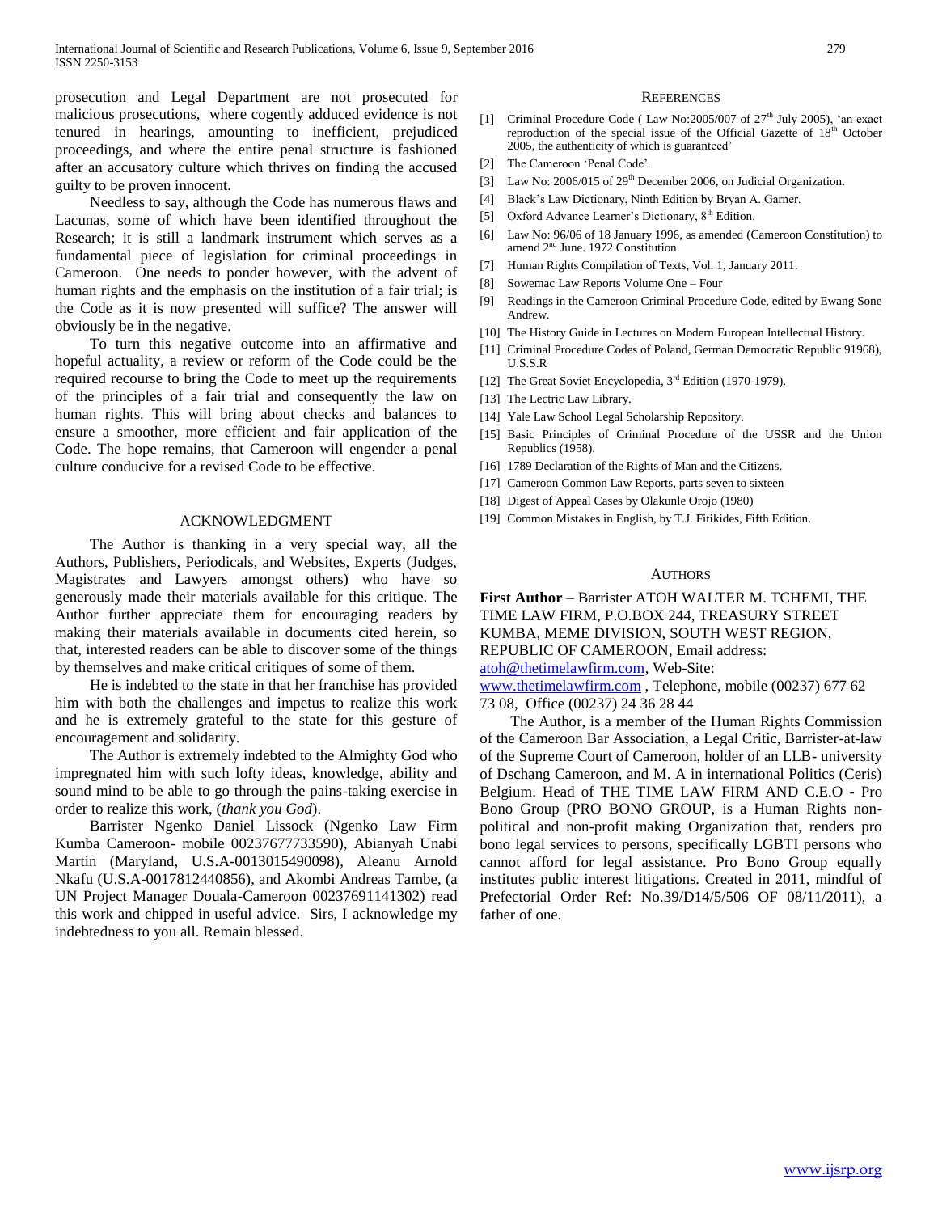prosecution and Legal Department are not prosecuted for malicious prosecutions, where cogently adduced evidence is not tenured in hearings, amounting to inefficient, prejudiced proceedings, and where the entire penal structure is fashioned after an accusatory culture which thrives on finding the accused guilty to be proven innocent.

Needless to say, although the Code has numerous flaws and Lacunas, some of which have been identified throughout the Research; it is still a landmark instrument which serves as a fundamental piece of legislation for criminal proceedings in Cameroon. One needs to ponder however, with the advent of human rights and the emphasis on the institution of a fair trial; is the Code as it is now presented will suffice? The answer will obviously be in the negative.

To turn this negative outcome into an affirmative and hopeful actuality, a review or reform of the Code could be the required recourse to bring the Code to meet up the requirements of the principles of a fair trial and consequently the law on human rights. This will bring about checks and balances to ensure a smoother, more efficient and fair application of the Code. The hope remains, that Cameroon will engender a penal culture conducive for a revised Code to be effective.

## ACKNOWLEDGMENT

The Author is thanking in a very special way, all the Authors, Publishers, Periodicals, and Websites, Experts (Judges, Magistrates and Lawyers amongst others) who have so generously made their materials available for this critique. The Author further appreciate them for encouraging readers by making their materials available in documents cited herein, so that, interested readers can be able to discover some of the things by themselves and make critical critiques of some of them.

He is indebted to the state in that her franchise has provided him with both the challenges and impetus to realize this work and he is extremely grateful to the state for this gesture of encouragement and solidarity.

The Author is extremely indebted to the Almighty God who impregnated him with such lofty ideas, knowledge, ability and sound mind to be able to go through the pains-taking exercise in order to realize this work, (*thank you God*).

Barrister Ngenko Daniel Lissock (Ngenko Law Firm Kumba Cameroon- mobile 00237677733590), Abianyah Unabi Martin (Maryland, U.S.A-0013015490098), Aleanu Arnold Nkafu (U.S.A-0017812440856), and Akombi Andreas Tambe, (a UN Project Manager Douala-Cameroon 00237691141302) read this work and chipped in useful advice. Sirs, I acknowledge my indebtedness to you all. Remain blessed.

## REFERENCES

[1] Criminal Procedure Code ( Law No:2005/007 of 27th July 2005), 'an exact reproduction of the special issue of the Official Gazette of 18th October 2005, the authenticity of which is guaranteed'

[2] The Cameroon 'Penal Code'.

[3] Law No: 2006/015 of 29th December 2006, on Judicial Organization.

[4] Black's Law Dictionary, Ninth Edition by Bryan A. Garner.

[5] Oxford Advance Learner's Dictionary, 8th Edition.

[6] Law No: 96/06 of 18 January 1996, as amended (Cameroon Constitution) to amend 2nd June. 1972 Constitution.

[7] Human Rights Compilation of Texts, Vol. 1, January 2011.

[8] Sowemac Law Reports Volume One – Four

[9] Readings in the Cameroon Criminal Procedure Code, edited by Ewang Sone Andrew.

[10] The History Guide in Lectures on Modern European Intellectual History.

[11] Criminal Procedure Codes of Poland, German Democratic Republic 91968), U.S.S.R

[12] The Great Soviet Encyclopedia, 3rd Edition (1970-1979).

[13] The Lectric Law Library.

[14] Yale Law School Legal Scholarship Repository.

[15] Basic Principles of Criminal Procedure of the USSR and the Union Republics (1958).

[16] 1789 Declaration of the Rights of Man and the Citizens.

[17] Cameroon Common Law Reports, parts seven to sixteen

[18] Digest of Appeal Cases by Olakunle Orojo (1980)

[19] Common Mistakes in English, by T.J. Fitikides, Fifth Edition.

## AUTHORS

**First Author** – Barrister ATOH WALTER M. TCHEMI, THE TIME LAW FIRM, P.O.BOX 244, TREASURY STREET KUMBA, MEME DIVISION, SOUTH WEST REGION, REPUBLIC OF CAMEROON, Email address: atoh@thetimelawfirm.com, Web-Site: www.thetimelawfirm.com , Telephone, mobile (00237) 677 62 73 08, Office (00237) 24 36 28 44

The Author, is a member of the Human Rights Commission of the Cameroon Bar Association, a Legal Critic, Barrister-at-law of the Supreme Court of Cameroon, holder of an LLB- university of Dschang Cameroon, and M. A in international Politics (Ceris) Belgium. Head of THE TIME LAW FIRM AND C.E.O - Pro Bono Group (PRO BONO GROUP, is a Human Rights non-political and non-profit making Organization that, renders pro bono legal services to persons, specifically LGBTI persons who cannot afford for legal assistance. Pro Bono Group equally institutes public interest litigations. Created in 2011, mindful of Prefectorial Order Ref: No.39/D14/5/506 OF 08/11/2011), a father of one.